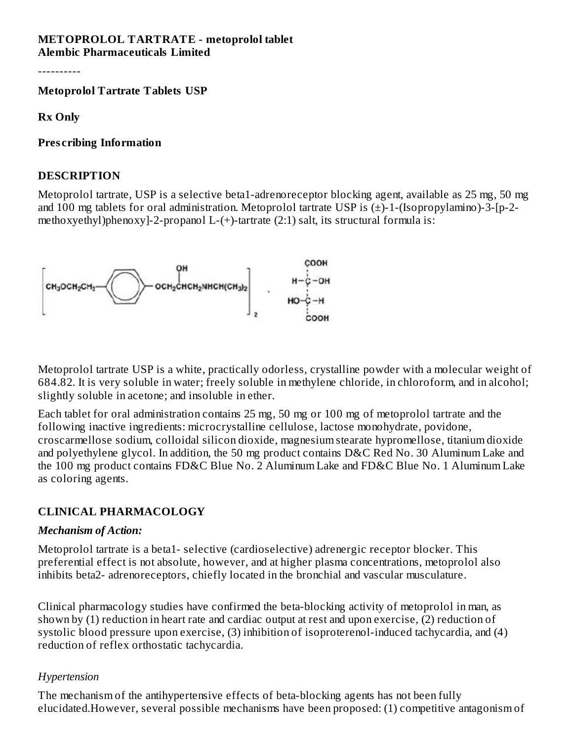**METOPROLOL TARTRATE - metoprolol tablet**
**Alembic Pharmaceuticals Limited**

----------

**Metoprolol Tartrate Tablets USP**

**Rx Only**

**Prescribing Information**

## DESCRIPTION

Metoprolol tartrate, USP is a selective beta1-adrenoreceptor blocking agent, available as 25 mg, 50 mg and 100 mg tablets for oral administration. Metoprolol tartrate USP is (±)-1-(Isopropylamino)-3-[p-2-methoxyethyl)phenoxy]-2-propanol L-(+)-tartrate (2:1) salt, its structural formula is:

$$\left[ CH_3OCH_2CH_2-\text{C}_6\text{H}_4-OCH_2\overset{OH}{\overset{|}{C}}HCH_2NHCH(CH_3)_2 \right]_2 \cdot \begin{matrix} COOH \\ H-C-OH \\ HO-C-H \\ COOH \end{matrix}$$

Metoprolol tartrate USP is a white, practically odorless, crystalline powder with a molecular weight of 684.82. It is very soluble in water; freely soluble in methylene chloride, in chloroform, and in alcohol; slightly soluble in acetone; and insoluble in ether.

Each tablet for oral administration contains 25 mg, 50 mg or 100 mg of metoprolol tartrate and the following inactive ingredients: microcrystalline cellulose, lactose monohydrate, povidone, croscarmellose sodium, colloidal silicon dioxide, magnesium stearate hypromellose, titanium dioxide and polyethylene glycol. In addition, the 50 mg product contains D&C Red No. 30 Aluminum Lake and the 100 mg product contains FD&C Blue No. 2 Aluminum Lake and FD&C Blue No. 1 Aluminum Lake as coloring agents.

## CLINICAL PHARMACOLOGY

### *Mechanism of Action:*

Metoprolol tartrate is a beta1- selective (cardioselective) adrenergic receptor blocker. This preferential effect is not absolute, however, and at higher plasma concentrations, metoprolol also inhibits beta2- adrenoreceptors, chiefly located in the bronchial and vascular musculature.

Clinical pharmacology studies have confirmed the beta-blocking activity of metoprolol in man, as shown by (1) reduction in heart rate and cardiac output at rest and upon exercise, (2) reduction of systolic blood pressure upon exercise, (3) inhibition of isoproterenol-induced tachycardia, and (4) reduction of reflex orthostatic tachycardia.

*Hypertension*

The mechanism of the antihypertensive effects of beta-blocking agents has not been fully elucidated.However, several possible mechanisms have been proposed: (1) competitive antagonism of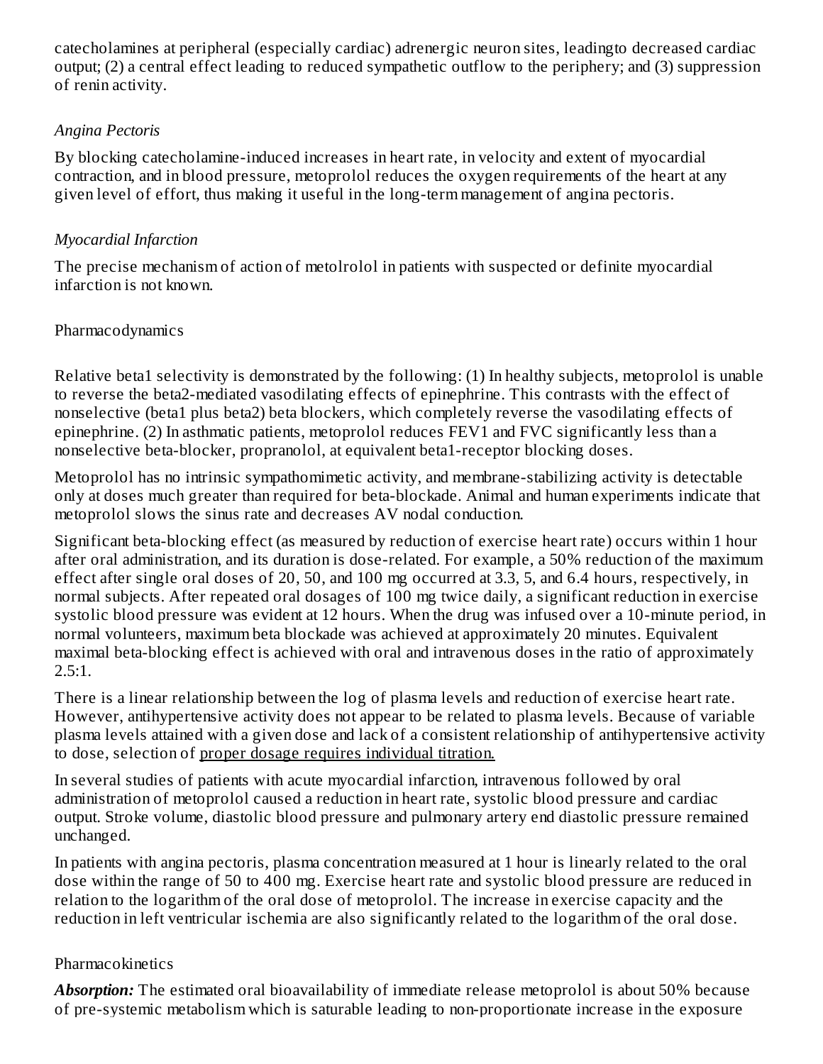catecholamines at peripheral (especially cardiac) adrenergic neuron sites, leadingto decreased cardiac output; (2) a central effect leading to reduced sympathetic outflow to the periphery; and (3) suppression of renin activity.

*Angina Pectoris*

By blocking catecholamine-induced increases in heart rate, in velocity and extent of myocardial contraction, and in blood pressure, metoprolol reduces the oxygen requirements of the heart at any given level of effort, thus making it useful in the long-term management of angina pectoris.

*Myocardial Infarction*

The precise mechanism of action of metolrolol in patients with suspected or definite myocardial infarction is not known.

Pharmacodynamics

Relative beta1 selectivity is demonstrated by the following: (1) In healthy subjects, metoprolol is unable to reverse the beta2-mediated vasodilating effects of epinephrine. This contrasts with the effect of nonselective (beta1 plus beta2) beta blockers, which completely reverse the vasodilating effects of epinephrine. (2) In asthmatic patients, metoprolol reduces FEV1 and FVC significantly less than a nonselective beta-blocker, propranolol, at equivalent beta1-receptor blocking doses.

Metoprolol has no intrinsic sympathomimetic activity, and membrane-stabilizing activity is detectable only at doses much greater than required for beta-blockade. Animal and human experiments indicate that metoprolol slows the sinus rate and decreases AV nodal conduction.

Significant beta-blocking effect (as measured by reduction of exercise heart rate) occurs within 1 hour after oral administration, and its duration is dose-related. For example, a 50% reduction of the maximum effect after single oral doses of 20, 50, and 100 mg occurred at 3.3, 5, and 6.4 hours, respectively, in normal subjects. After repeated oral dosages of 100 mg twice daily, a significant reduction in exercise systolic blood pressure was evident at 12 hours. When the drug was infused over a 10-minute period, in normal volunteers, maximum beta blockade was achieved at approximately 20 minutes. Equivalent maximal beta-blocking effect is achieved with oral and intravenous doses in the ratio of approximately 2.5:1.

There is a linear relationship between the log of plasma levels and reduction of exercise heart rate. However, antihypertensive activity does not appear to be related to plasma levels. Because of variable plasma levels attained with a given dose and lack of a consistent relationship of antihypertensive activity to dose, selection of proper dosage requires individual titration.

In several studies of patients with acute myocardial infarction, intravenous followed by oral administration of metoprolol caused a reduction in heart rate, systolic blood pressure and cardiac output. Stroke volume, diastolic blood pressure and pulmonary artery end diastolic pressure remained unchanged.

In patients with angina pectoris, plasma concentration measured at 1 hour is linearly related to the oral dose within the range of 50 to 400 mg. Exercise heart rate and systolic blood pressure are reduced in relation to the logarithm of the oral dose of metoprolol. The increase in exercise capacity and the reduction in left ventricular ischemia are also significantly related to the logarithm of the oral dose.

Pharmacokinetics

***Absorption:*** The estimated oral bioavailability of immediate release metoprolol is about 50% because of pre-systemic metabolism which is saturable leading to non-proportionate increase in the exposure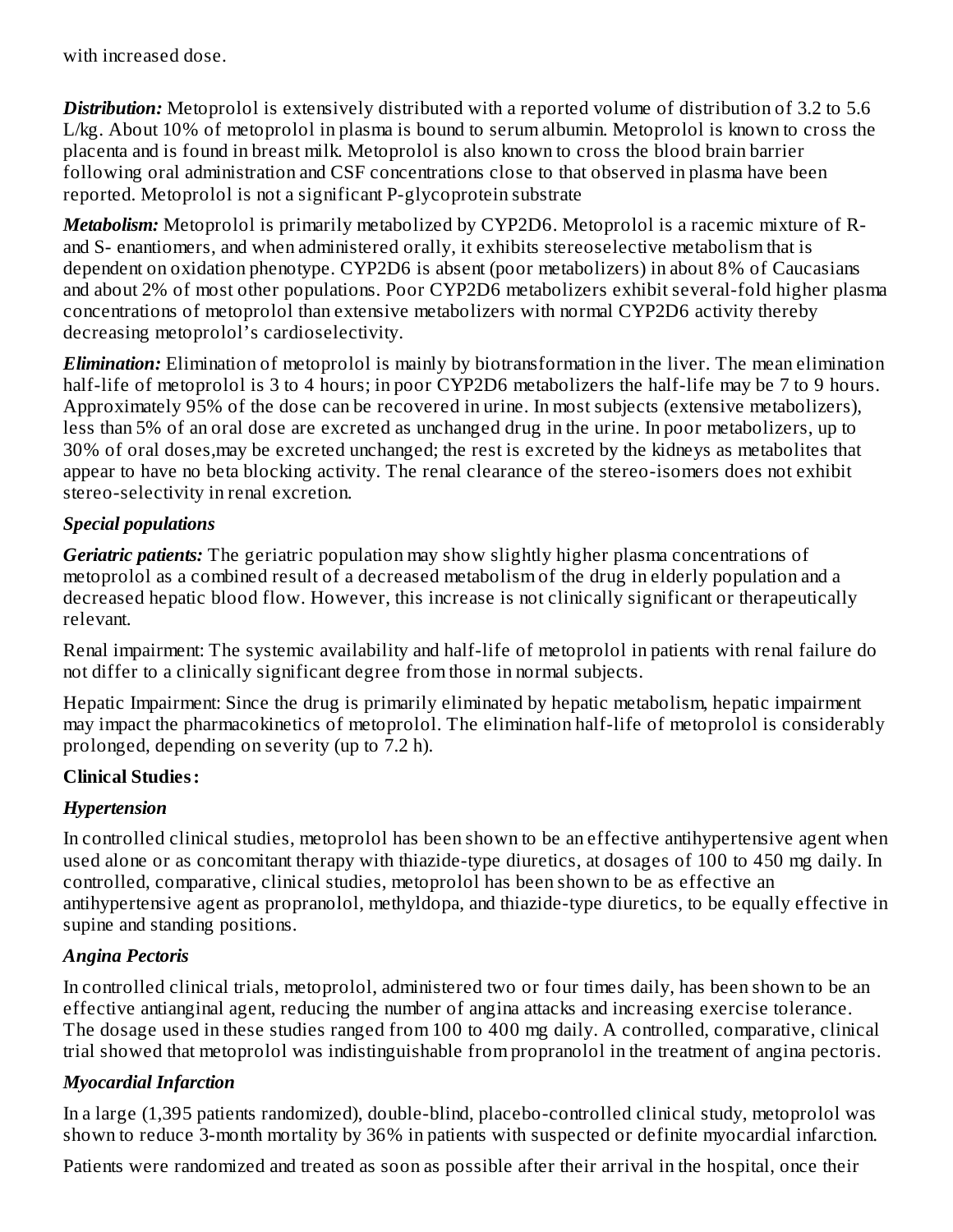with increased dose.

***Distribution:*** Metoprolol is extensively distributed with a reported volume of distribution of 3.2 to 5.6 L/kg. About 10% of metoprolol in plasma is bound to serum albumin. Metoprolol is known to cross the placenta and is found in breast milk. Metoprolol is also known to cross the blood brain barrier following oral administration and CSF concentrations close to that observed in plasma have been reported. Metoprolol is not a significant P-glycoprotein substrate

***Metabolism:*** Metoprolol is primarily metabolized by CYP2D6. Metoprolol is a racemic mixture of R- and S- enantiomers, and when administered orally, it exhibits stereoselective metabolism that is dependent on oxidation phenotype. CYP2D6 is absent (poor metabolizers) in about 8% of Caucasians and about 2% of most other populations. Poor CYP2D6 metabolizers exhibit several-fold higher plasma concentrations of metoprolol than extensive metabolizers with normal CYP2D6 activity thereby decreasing metoprolol's cardioselectivity.

***Elimination:*** Elimination of metoprolol is mainly by biotransformation in the liver. The mean elimination half-life of metoprolol is 3 to 4 hours; in poor CYP2D6 metabolizers the half-life may be 7 to 9 hours. Approximately 95% of the dose can be recovered in urine. In most subjects (extensive metabolizers), less than 5% of an oral dose are excreted as unchanged drug in the urine. In poor metabolizers, up to 30% of oral doses,may be excreted unchanged; the rest is excreted by the kidneys as metabolites that appear to have no beta blocking activity. The renal clearance of the stereo-isomers does not exhibit stereo-selectivity in renal excretion.

***Special populations***

***Geriatric patients:*** The geriatric population may show slightly higher plasma concentrations of metoprolol as a combined result of a decreased metabolism of the drug in elderly population and a decreased hepatic blood flow. However, this increase is not clinically significant or therapeutically relevant.

Renal impairment: The systemic availability and half-life of metoprolol in patients with renal failure do not differ to a clinically significant degree from those in normal subjects.

Hepatic Impairment: Since the drug is primarily eliminated by hepatic metabolism, hepatic impairment may impact the pharmacokinetics of metoprolol. The elimination half-life of metoprolol is considerably prolonged, depending on severity (up to 7.2 h).

**Clinical Studies:**

***Hypertension***

In controlled clinical studies, metoprolol has been shown to be an effective antihypertensive agent when used alone or as concomitant therapy with thiazide-type diuretics, at dosages of 100 to 450 mg daily. In controlled, comparative, clinical studies, metoprolol has been shown to be as effective an antihypertensive agent as propranolol, methyldopa, and thiazide-type diuretics, to be equally effective in supine and standing positions.

***Angina Pectoris***

In controlled clinical trials, metoprolol, administered two or four times daily, has been shown to be an effective antianginal agent, reducing the number of angina attacks and increasing exercise tolerance. The dosage used in these studies ranged from 100 to 400 mg daily. A controlled, comparative, clinical trial showed that metoprolol was indistinguishable from propranolol in the treatment of angina pectoris.

***Myocardial Infarction***

In a large (1,395 patients randomized), double-blind, placebo-controlled clinical study, metoprolol was shown to reduce 3-month mortality by 36% in patients with suspected or definite myocardial infarction.

Patients were randomized and treated as soon as possible after their arrival in the hospital, once their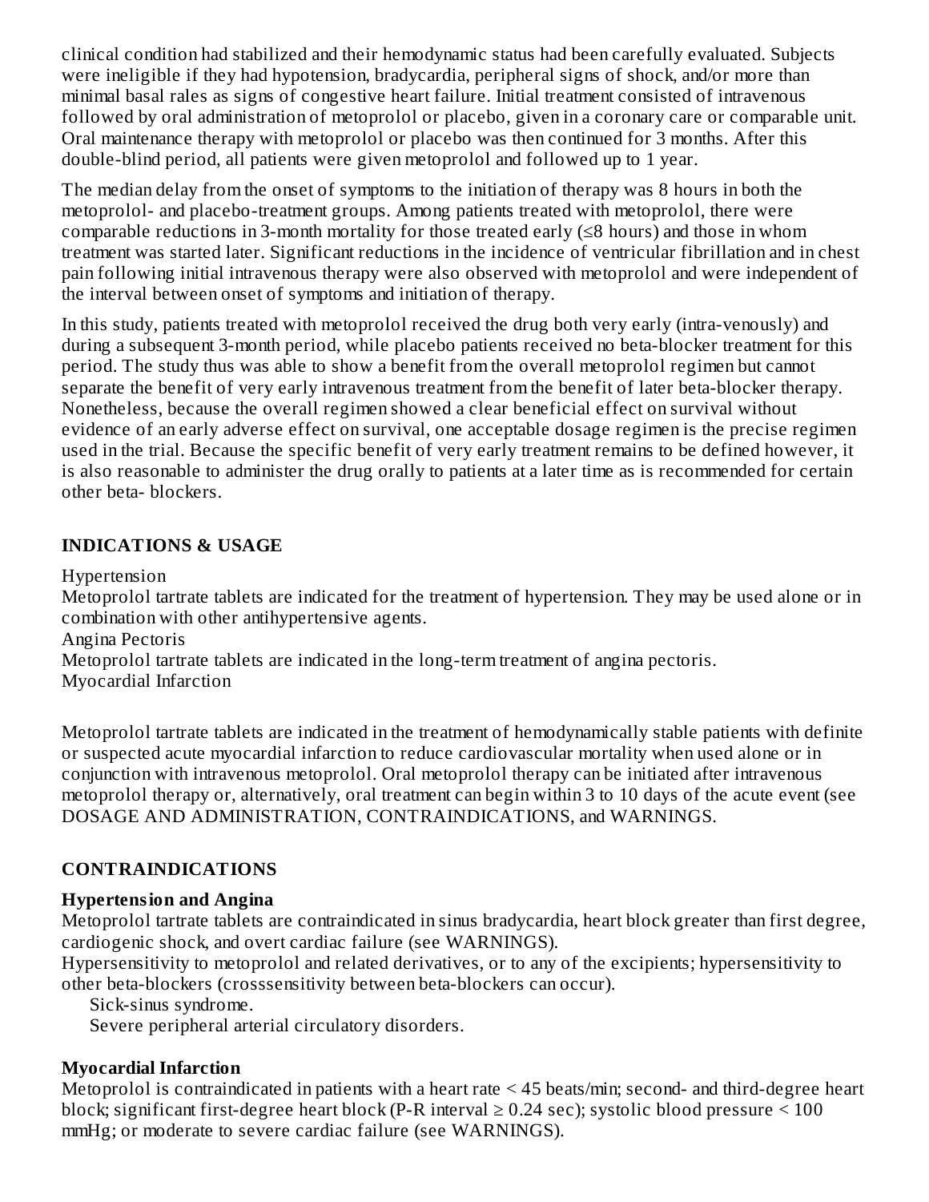clinical condition had stabilized and their hemodynamic status had been carefully evaluated. Subjects were ineligible if they had hypotension, bradycardia, peripheral signs of shock, and/or more than minimal basal rales as signs of congestive heart failure. Initial treatment consisted of intravenous followed by oral administration of metoprolol or placebo, given in a coronary care or comparable unit. Oral maintenance therapy with metoprolol or placebo was then continued for 3 months. After this double-blind period, all patients were given metoprolol and followed up to 1 year.

The median delay from the onset of symptoms to the initiation of therapy was 8 hours in both the metoprolol- and placebo-treatment groups. Among patients treated with metoprolol, there were comparable reductions in 3-month mortality for those treated early (≤8 hours) and those in whom treatment was started later. Significant reductions in the incidence of ventricular fibrillation and in chest pain following initial intravenous therapy were also observed with metoprolol and were independent of the interval between onset of symptoms and initiation of therapy.

In this study, patients treated with metoprolol received the drug both very early (intra-venously) and during a subsequent 3-month period, while placebo patients received no beta-blocker treatment for this period. The study thus was able to show a benefit from the overall metoprolol regimen but cannot separate the benefit of very early intravenous treatment from the benefit of later beta-blocker therapy. Nonetheless, because the overall regimen showed a clear beneficial effect on survival without evidence of an early adverse effect on survival, one acceptable dosage regimen is the precise regimen used in the trial. Because the specific benefit of very early treatment remains to be defined however, it is also reasonable to administer the drug orally to patients at a later time as is recommended for certain other beta- blockers.

## INDICATIONS & USAGE

Hypertension

Metoprolol tartrate tablets are indicated for the treatment of hypertension. They may be used alone or in combination with other antihypertensive agents.

Angina Pectoris

Metoprolol tartrate tablets are indicated in the long-term treatment of angina pectoris.

Myocardial Infarction

Metoprolol tartrate tablets are indicated in the treatment of hemodynamically stable patients with definite or suspected acute myocardial infarction to reduce cardiovascular mortality when used alone or in conjunction with intravenous metoprolol. Oral metoprolol therapy can be initiated after intravenous metoprolol therapy or, alternatively, oral treatment can begin within 3 to 10 days of the acute event (see DOSAGE AND ADMINISTRATION, CONTRAINDICATIONS, and WARNINGS.

## CONTRAINDICATIONS

### Hypertension and Angina

Metoprolol tartrate tablets are contraindicated in sinus bradycardia, heart block greater than first degree, cardiogenic shock, and overt cardiac failure (see WARNINGS).

Hypersensitivity to metoprolol and related derivatives, or to any of the excipients; hypersensitivity to other beta-blockers (crosssensitivity between beta-blockers can occur).

Sick-sinus syndrome.

Severe peripheral arterial circulatory disorders.

### Myocardial Infarction

Metoprolol is contraindicated in patients with a heart rate < 45 beats/min; second- and third-degree heart block; significant first-degree heart block (P-R interval ≥ 0.24 sec); systolic blood pressure < 100 mmHg; or moderate to severe cardiac failure (see WARNINGS).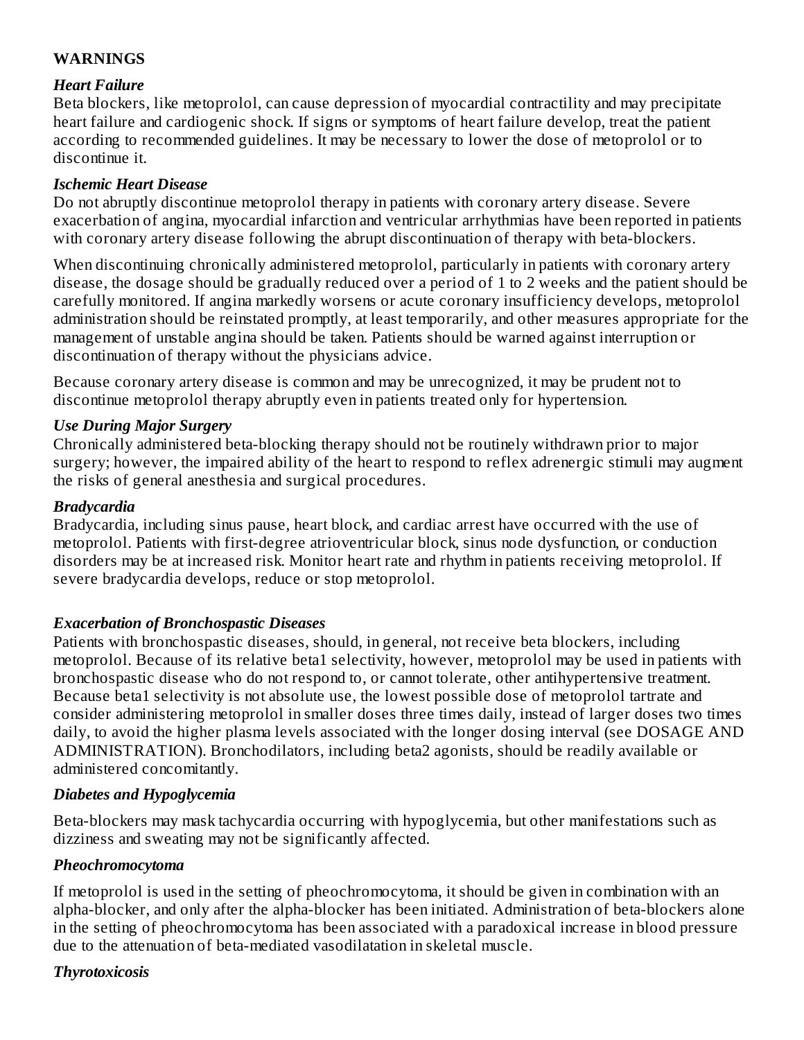## WARNINGS

### *Heart Failure*

Beta blockers, like metoprolol, can cause depression of myocardial contractility and may precipitate heart failure and cardiogenic shock. If signs or symptoms of heart failure develop, treat the patient according to recommended guidelines. It may be necessary to lower the dose of metoprolol or to discontinue it.

### *Ischemic Heart Disease*

Do not abruptly discontinue metoprolol therapy in patients with coronary artery disease. Severe exacerbation of angina, myocardial infarction and ventricular arrhythmias have been reported in patients with coronary artery disease following the abrupt discontinuation of therapy with beta-blockers.

When discontinuing chronically administered metoprolol, particularly in patients with coronary artery disease, the dosage should be gradually reduced over a period of 1 to 2 weeks and the patient should be carefully monitored. If angina markedly worsens or acute coronary insufficiency develops, metoprolol administration should be reinstated promptly, at least temporarily, and other measures appropriate for the management of unstable angina should be taken. Patients should be warned against interruption or discontinuation of therapy without the physicians advice.

Because coronary artery disease is common and may be unrecognized, it may be prudent not to discontinue metoprolol therapy abruptly even in patients treated only for hypertension.

### *Use During Major Surgery*

Chronically administered beta-blocking therapy should not be routinely withdrawn prior to major surgery; however, the impaired ability of the heart to respond to reflex adrenergic stimuli may augment the risks of general anesthesia and surgical procedures.

### *Bradycardia*

Bradycardia, including sinus pause, heart block, and cardiac arrest have occurred with the use of metoprolol. Patients with first-degree atrioventricular block, sinus node dysfunction, or conduction disorders may be at increased risk. Monitor heart rate and rhythm in patients receiving metoprolol. If severe bradycardia develops, reduce or stop metoprolol.

### *Exacerbation of Bronchospastic Diseases*

Patients with bronchospastic diseases, should, in general, not receive beta blockers, including metoprolol. Because of its relative beta1 selectivity, however, metoprolol may be used in patients with bronchospastic disease who do not respond to, or cannot tolerate, other antihypertensive treatment. Because beta1 selectivity is not absolute use, the lowest possible dose of metoprolol tartrate and consider administering metoprolol in smaller doses three times daily, instead of larger doses two times daily, to avoid the higher plasma levels associated with the longer dosing interval (see DOSAGE AND ADMINISTRATION). Bronchodilators, including beta2 agonists, should be readily available or administered concomitantly.

### *Diabetes and Hypoglycemia*

Beta-blockers may mask tachycardia occurring with hypoglycemia, but other manifestations such as dizziness and sweating may not be significantly affected.

### *Pheochromocytoma*

If metoprolol is used in the setting of pheochromocytoma, it should be given in combination with an alpha-blocker, and only after the alpha-blocker has been initiated. Administration of beta-blockers alone in the setting of pheochromocytoma has been associated with a paradoxical increase in blood pressure due to the attenuation of beta-mediated vasodilatation in skeletal muscle.

### *Thyrotoxicosis*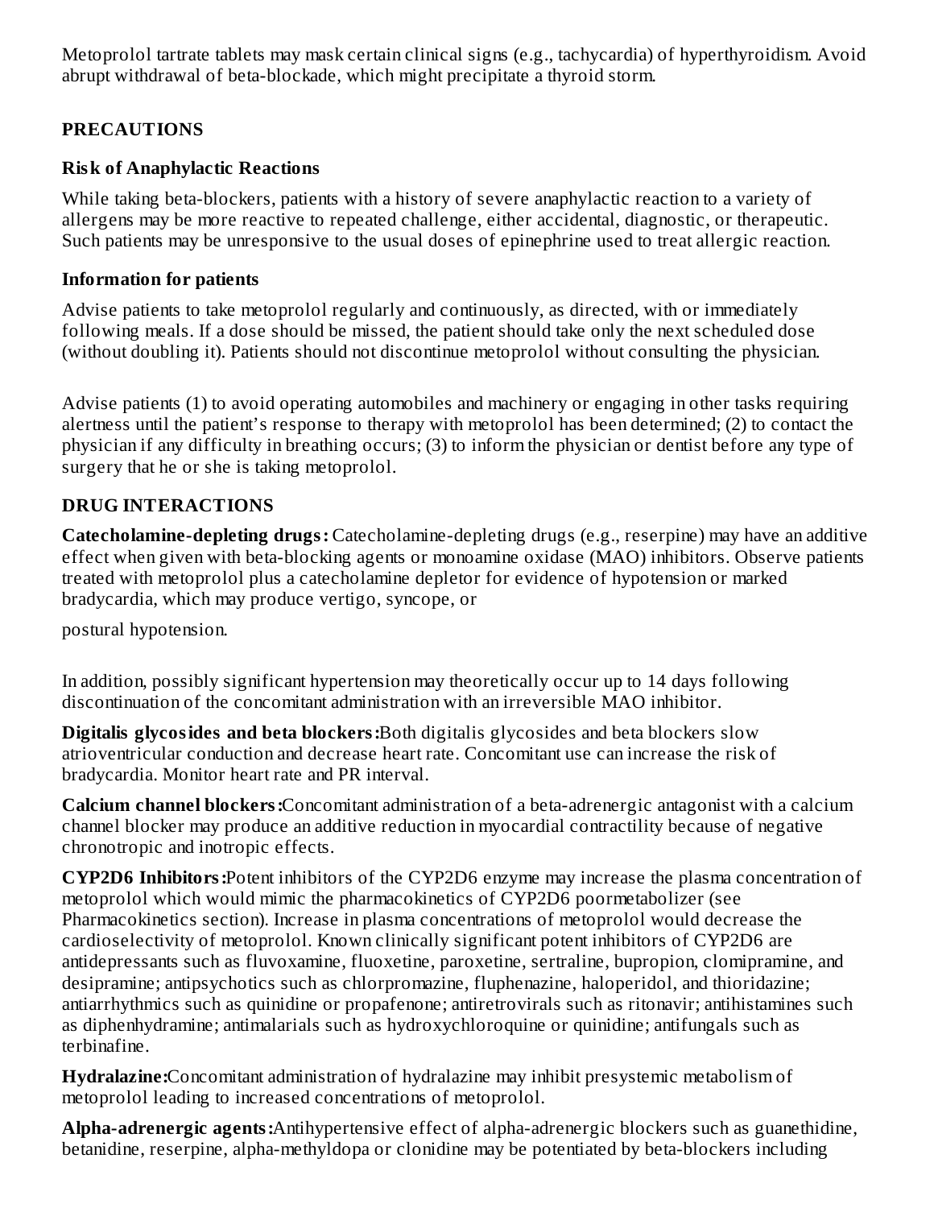Metoprolol tartrate tablets may mask certain clinical signs (e.g., tachycardia) of hyperthyroidism. Avoid abrupt withdrawal of beta-blockade, which might precipitate a thyroid storm.

## PRECAUTIONS

### Risk of Anaphylactic Reactions

While taking beta-blockers, patients with a history of severe anaphylactic reaction to a variety of allergens may be more reactive to repeated challenge, either accidental, diagnostic, or therapeutic. Such patients may be unresponsive to the usual doses of epinephrine used to treat allergic reaction.

### Information for patients

Advise patients to take metoprolol regularly and continuously, as directed, with or immediately following meals. If a dose should be missed, the patient should take only the next scheduled dose (without doubling it). Patients should not discontinue metoprolol without consulting the physician.

Advise patients (1) to avoid operating automobiles and machinery or engaging in other tasks requiring alertness until the patient's response to therapy with metoprolol has been determined; (2) to contact the physician if any difficulty in breathing occurs; (3) to inform the physician or dentist before any type of surgery that he or she is taking metoprolol.

## DRUG INTERACTIONS

**Catecholamine-depleting drugs:** Catecholamine-depleting drugs (e.g., reserpine) may have an additive effect when given with beta-blocking agents or monoamine oxidase (MAO) inhibitors. Observe patients treated with metoprolol plus a catecholamine depletor for evidence of hypotension or marked bradycardia, which may produce vertigo, syncope, or

postural hypotension.

In addition, possibly significant hypertension may theoretically occur up to 14 days following discontinuation of the concomitant administration with an irreversible MAO inhibitor.

**Digitalis glycosides and beta blockers:** Both digitalis glycosides and beta blockers slow atrioventricular conduction and decrease heart rate. Concomitant use can increase the risk of bradycardia. Monitor heart rate and PR interval.

**Calcium channel blockers:** Concomitant administration of a beta-adrenergic antagonist with a calcium channel blocker may produce an additive reduction in myocardial contractility because of negative chronotropic and inotropic effects.

**CYP2D6 Inhibitors:** Potent inhibitors of the CYP2D6 enzyme may increase the plasma concentration of metoprolol which would mimic the pharmacokinetics of CYP2D6 poormetabolizer (see Pharmacokinetics section). Increase in plasma concentrations of metoprolol would decrease the cardioselectivity of metoprolol. Known clinically significant potent inhibitors of CYP2D6 are antidepressants such as fluvoxamine, fluoxetine, paroxetine, sertraline, bupropion, clomipramine, and desipramine; antipsychotics such as chlorpromazine, fluphenazine, haloperidol, and thioridazine; antiarrhythmics such as quinidine or propafenone; antiretrovirals such as ritonavir; antihistamines such as diphenhydramine; antimalarials such as hydroxychloroquine or quinidine; antifungals such as terbinafine.

**Hydralazine:** Concomitant administration of hydralazine may inhibit presystemic metabolism of metoprolol leading to increased concentrations of metoprolol.

**Alpha-adrenergic agents:** Antihypertensive effect of alpha-adrenergic blockers such as guanethidine, betanidine, reserpine, alpha-methyldopa or clonidine may be potentiated by beta-blockers including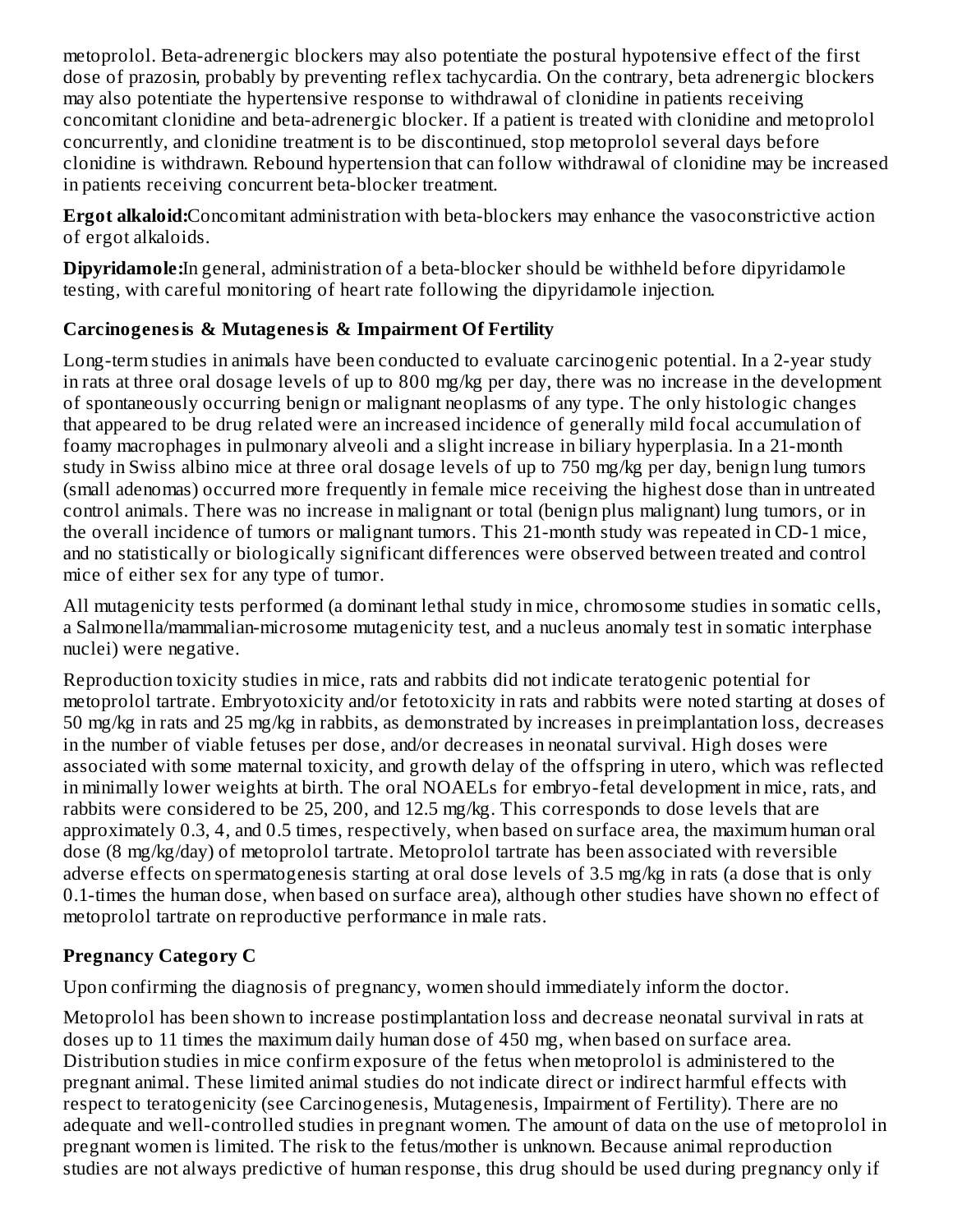metoprolol. Beta-adrenergic blockers may also potentiate the postural hypotensive effect of the first dose of prazosin, probably by preventing reflex tachycardia. On the contrary, beta adrenergic blockers may also potentiate the hypertensive response to withdrawal of clonidine in patients receiving concomitant clonidine and beta-adrenergic blocker. If a patient is treated with clonidine and metoprolol concurrently, and clonidine treatment is to be discontinued, stop metoprolol several days before clonidine is withdrawn. Rebound hypertension that can follow withdrawal of clonidine may be increased in patients receiving concurrent beta-blocker treatment.

**Ergot alkaloid:**Concomitant administration with beta-blockers may enhance the vasoconstrictive action of ergot alkaloids.

**Dipyridamole:**In general, administration of a beta-blocker should be withheld before dipyridamole testing, with careful monitoring of heart rate following the dipyridamole injection.

### Carcinogenesis & Mutagenesis & Impairment Of Fertility

Long-term studies in animals have been conducted to evaluate carcinogenic potential. In a 2-year study in rats at three oral dosage levels of up to 800 mg/kg per day, there was no increase in the development of spontaneously occurring benign or malignant neoplasms of any type. The only histologic changes that appeared to be drug related were an increased incidence of generally mild focal accumulation of foamy macrophages in pulmonary alveoli and a slight increase in biliary hyperplasia. In a 21-month study in Swiss albino mice at three oral dosage levels of up to 750 mg/kg per day, benign lung tumors (small adenomas) occurred more frequently in female mice receiving the highest dose than in untreated control animals. There was no increase in malignant or total (benign plus malignant) lung tumors, or in the overall incidence of tumors or malignant tumors. This 21-month study was repeated in CD-1 mice, and no statistically or biologically significant differences were observed between treated and control mice of either sex for any type of tumor.

All mutagenicity tests performed (a dominant lethal study in mice, chromosome studies in somatic cells, a Salmonella/mammalian-microsome mutagenicity test, and a nucleus anomaly test in somatic interphase nuclei) were negative.

Reproduction toxicity studies in mice, rats and rabbits did not indicate teratogenic potential for metoprolol tartrate. Embryotoxicity and/or fetotoxicity in rats and rabbits were noted starting at doses of 50 mg/kg in rats and 25 mg/kg in rabbits, as demonstrated by increases in preimplantation loss, decreases in the number of viable fetuses per dose, and/or decreases in neonatal survival. High doses were associated with some maternal toxicity, and growth delay of the offspring in utero, which was reflected in minimally lower weights at birth. The oral NOAELs for embryo-fetal development in mice, rats, and rabbits were considered to be 25, 200, and 12.5 mg/kg. This corresponds to dose levels that are approximately 0.3, 4, and 0.5 times, respectively, when based on surface area, the maximum human oral dose (8 mg/kg/day) of metoprolol tartrate. Metoprolol tartrate has been associated with reversible adverse effects on spermatogenesis starting at oral dose levels of 3.5 mg/kg in rats (a dose that is only 0.1-times the human dose, when based on surface area), although other studies have shown no effect of metoprolol tartrate on reproductive performance in male rats.

### Pregnancy Category C

Upon confirming the diagnosis of pregnancy, women should immediately inform the doctor.

Metoprolol has been shown to increase postimplantation loss and decrease neonatal survival in rats at doses up to 11 times the maximum daily human dose of 450 mg, when based on surface area. Distribution studies in mice confirm exposure of the fetus when metoprolol is administered to the pregnant animal. These limited animal studies do not indicate direct or indirect harmful effects with respect to teratogenicity (see Carcinogenesis, Mutagenesis, Impairment of Fertility). There are no adequate and well-controlled studies in pregnant women. The amount of data on the use of metoprolol in pregnant women is limited. The risk to the fetus/mother is unknown. Because animal reproduction studies are not always predictive of human response, this drug should be used during pregnancy only if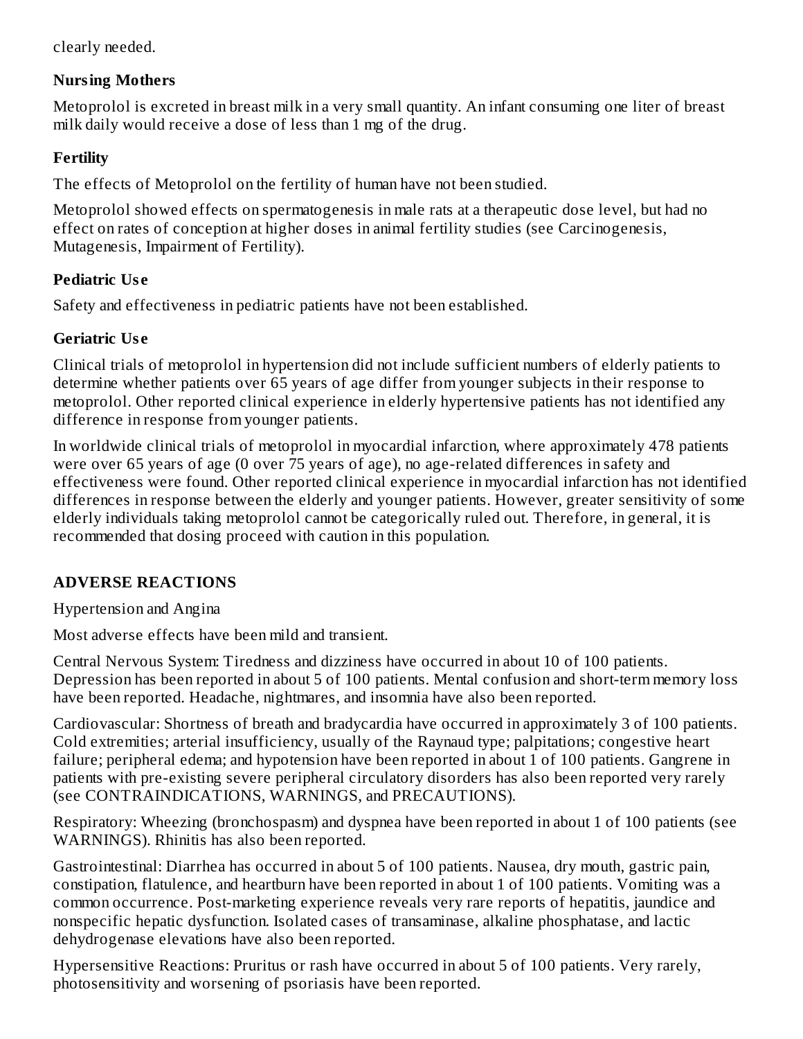clearly needed.

**Nursing Mothers**

Metoprolol is excreted in breast milk in a very small quantity. An infant consuming one liter of breast milk daily would receive a dose of less than 1 mg of the drug.

**Fertility**

The effects of Metoprolol on the fertility of human have not been studied.

Metoprolol showed effects on spermatogenesis in male rats at a therapeutic dose level, but had no effect on rates of conception at higher doses in animal fertility studies (see Carcinogenesis, Mutagenesis, Impairment of Fertility).

**Pediatric Use**

Safety and effectiveness in pediatric patients have not been established.

**Geriatric Use**

Clinical trials of metoprolol in hypertension did not include sufficient numbers of elderly patients to determine whether patients over 65 years of age differ from younger subjects in their response to metoprolol. Other reported clinical experience in elderly hypertensive patients has not identified any difference in response from younger patients.

In worldwide clinical trials of metoprolol in myocardial infarction, where approximately 478 patients were over 65 years of age (0 over 75 years of age), no age-related differences in safety and effectiveness were found. Other reported clinical experience in myocardial infarction has not identified differences in response between the elderly and younger patients. However, greater sensitivity of some elderly individuals taking metoprolol cannot be categorically ruled out. Therefore, in general, it is recommended that dosing proceed with caution in this population.

## ADVERSE REACTIONS

Hypertension and Angina

Most adverse effects have been mild and transient.

Central Nervous System: Tiredness and dizziness have occurred in about 10 of 100 patients. Depression has been reported in about 5 of 100 patients. Mental confusion and short-term memory loss have been reported. Headache, nightmares, and insomnia have also been reported.

Cardiovascular: Shortness of breath and bradycardia have occurred in approximately 3 of 100 patients. Cold extremities; arterial insufficiency, usually of the Raynaud type; palpitations; congestive heart failure; peripheral edema; and hypotension have been reported in about 1 of 100 patients. Gangrene in patients with pre-existing severe peripheral circulatory disorders has also been reported very rarely (see CONTRAINDICATIONS, WARNINGS, and PRECAUTIONS).

Respiratory: Wheezing (bronchospasm) and dyspnea have been reported in about 1 of 100 patients (see WARNINGS). Rhinitis has also been reported.

Gastrointestinal: Diarrhea has occurred in about 5 of 100 patients. Nausea, dry mouth, gastric pain, constipation, flatulence, and heartburn have been reported in about 1 of 100 patients. Vomiting was a common occurrence. Post-marketing experience reveals very rare reports of hepatitis, jaundice and nonspecific hepatic dysfunction. Isolated cases of transaminase, alkaline phosphatase, and lactic dehydrogenase elevations have also been reported.

Hypersensitive Reactions: Pruritus or rash have occurred in about 5 of 100 patients. Very rarely, photosensitivity and worsening of psoriasis have been reported.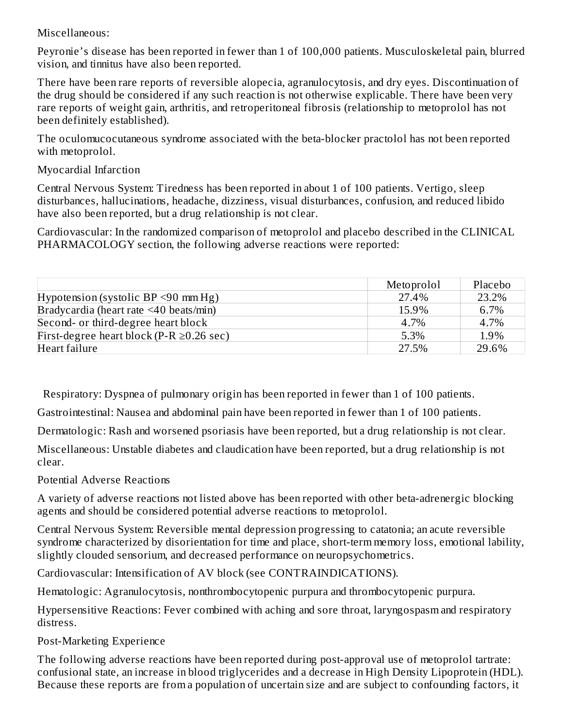Miscellaneous:

Peyronie's disease has been reported in fewer than 1 of 100,000 patients. Musculoskeletal pain, blurred vision, and tinnitus have also been reported.

There have been rare reports of reversible alopecia, agranulocytosis, and dry eyes. Discontinuation of the drug should be considered if any such reaction is not otherwise explicable. There have been very rare reports of weight gain, arthritis, and retroperitoneal fibrosis (relationship to metoprolol has not been definitely established).

The oculomucocutaneous syndrome associated with the beta-blocker practolol has not been reported with metoprolol.

Myocardial Infarction

Central Nervous System: Tiredness has been reported in about 1 of 100 patients. Vertigo, sleep disturbances, hallucinations, headache, dizziness, visual disturbances, confusion, and reduced libido have also been reported, but a drug relationship is not clear.

Cardiovascular: In the randomized comparison of metoprolol and placebo described in the CLINICAL PHARMACOLOGY section, the following adverse reactions were reported:

| | Metoprolol | Placebo |
|---|---|---|
| Hypotension (systolic BP <90 mm Hg) | 27.4% | 23.2% |
| Bradycardia (heart rate <40 beats/min) | 15.9% | 6.7% |
| Second- or third-degree heart block | 4.7% | 4.7% |
| First-degree heart block (P-R ≥0.26 sec) | 5.3% | 1.9% |
| Heart failure | 27.5% | 29.6% |

Respiratory: Dyspnea of pulmonary origin has been reported in fewer than 1 of 100 patients.

Gastrointestinal: Nausea and abdominal pain have been reported in fewer than 1 of 100 patients.

Dermatologic: Rash and worsened psoriasis have been reported, but a drug relationship is not clear.

Miscellaneous: Unstable diabetes and claudication have been reported, but a drug relationship is not clear.

Potential Adverse Reactions

A variety of adverse reactions not listed above has been reported with other beta-adrenergic blocking agents and should be considered potential adverse reactions to metoprolol.

Central Nervous System: Reversible mental depression progressing to catatonia; an acute reversible syndrome characterized by disorientation for time and place, short-term memory loss, emotional lability, slightly clouded sensorium, and decreased performance on neuropsychometrics.

Cardiovascular: Intensification of AV block (see CONTRAINDICATIONS).

Hematologic: Agranulocytosis, nonthrombocytopenic purpura and thrombocytopenic purpura.

Hypersensitive Reactions: Fever combined with aching and sore throat, laryngospasm and respiratory distress.

Post-Marketing Experience

The following adverse reactions have been reported during post-approval use of metoprolol tartrate: confusional state, an increase in blood triglycerides and a decrease in High Density Lipoprotein (HDL). Because these reports are from a population of uncertain size and are subject to confounding factors, it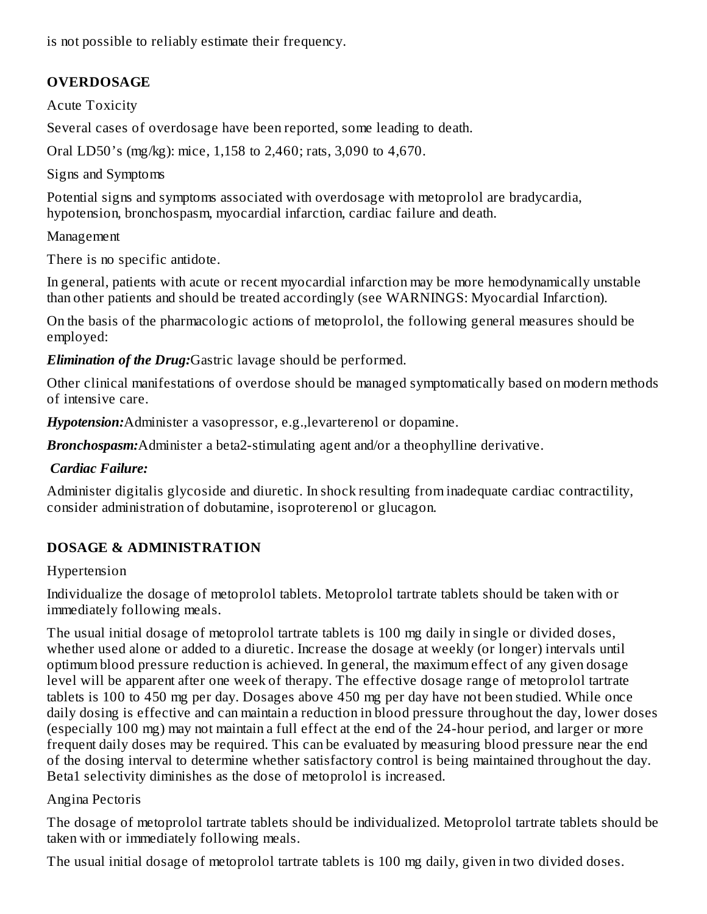is not possible to reliably estimate their frequency.

## OVERDOSAGE

Acute Toxicity

Several cases of overdosage have been reported, some leading to death.

Oral LD50's (mg/kg): mice, 1,158 to 2,460; rats, 3,090 to 4,670.

Signs and Symptoms

Potential signs and symptoms associated with overdosage with metoprolol are bradycardia, hypotension, bronchospasm, myocardial infarction, cardiac failure and death.

Management

There is no specific antidote.

In general, patients with acute or recent myocardial infarction may be more hemodynamically unstable than other patients and should be treated accordingly (see WARNINGS: Myocardial Infarction).

On the basis of the pharmacologic actions of metoprolol, the following general measures should be employed:

***Elimination of the Drug:*** Gastric lavage should be performed.

Other clinical manifestations of overdose should be managed symptomatically based on modern methods of intensive care.

***Hypotension:*** Administer a vasopressor, e.g.,levarterenol or dopamine.

***Bronchospasm:*** Administer a beta2-stimulating agent and/or a theophylline derivative.

***Cardiac Failure:***

Administer digitalis glycoside and diuretic. In shock resulting from inadequate cardiac contractility, consider administration of dobutamine, isoproterenol or glucagon.

## DOSAGE & ADMINISTRATION

Hypertension

Individualize the dosage of metoprolol tablets. Metoprolol tartrate tablets should be taken with or immediately following meals.

The usual initial dosage of metoprolol tartrate tablets is 100 mg daily in single or divided doses, whether used alone or added to a diuretic. Increase the dosage at weekly (or longer) intervals until optimum blood pressure reduction is achieved. In general, the maximum effect of any given dosage level will be apparent after one week of therapy. The effective dosage range of metoprolol tartrate tablets is 100 to 450 mg per day. Dosages above 450 mg per day have not been studied. While once daily dosing is effective and can maintain a reduction in blood pressure throughout the day, lower doses (especially 100 mg) may not maintain a full effect at the end of the 24-hour period, and larger or more frequent daily doses may be required. This can be evaluated by measuring blood pressure near the end of the dosing interval to determine whether satisfactory control is being maintained throughout the day. Beta1 selectivity diminishes as the dose of metoprolol is increased.

Angina Pectoris

The dosage of metoprolol tartrate tablets should be individualized. Metoprolol tartrate tablets should be taken with or immediately following meals.

The usual initial dosage of metoprolol tartrate tablets is 100 mg daily, given in two divided doses.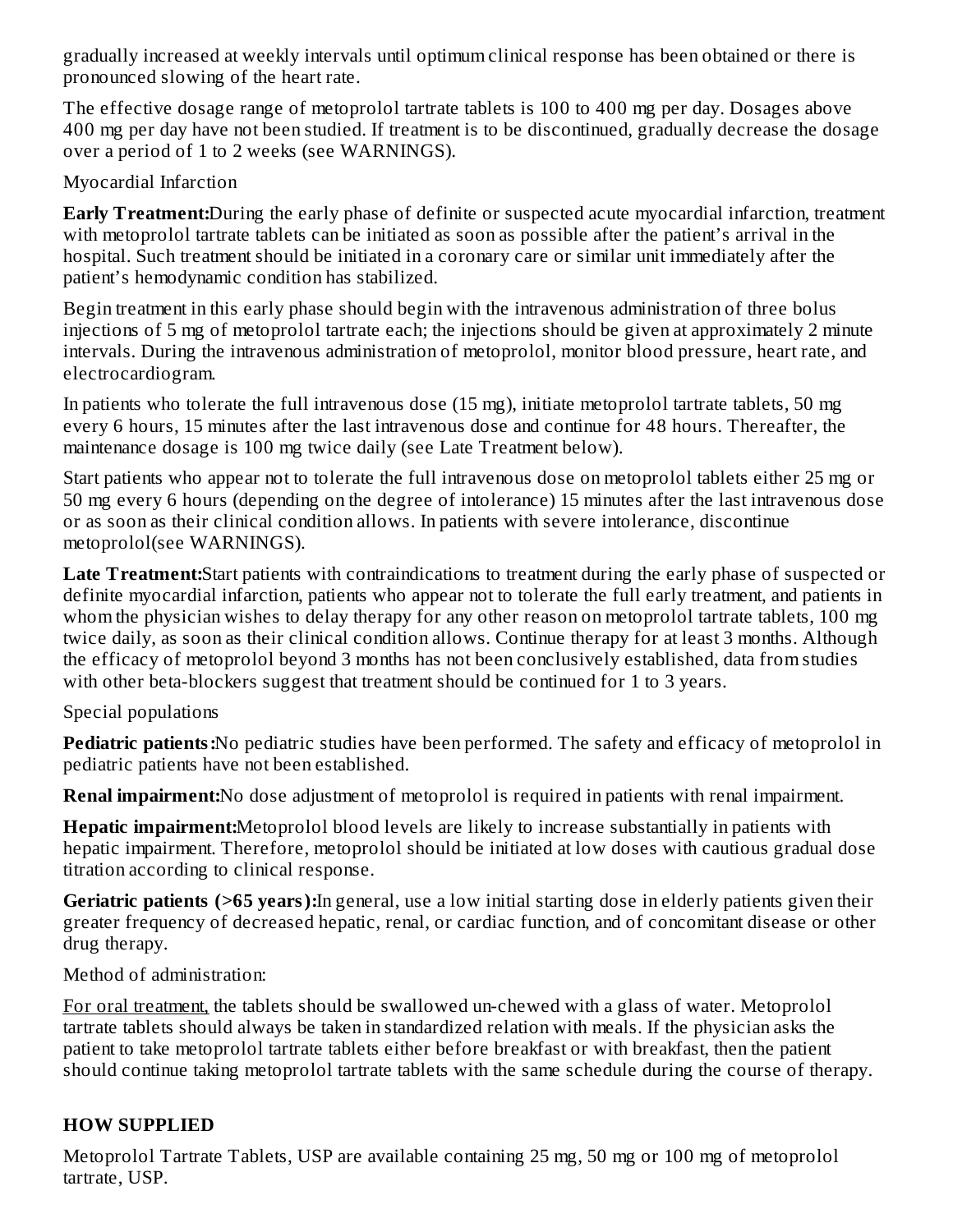gradually increased at weekly intervals until optimum clinical response has been obtained or there is pronounced slowing of the heart rate.

The effective dosage range of metoprolol tartrate tablets is 100 to 400 mg per day. Dosages above 400 mg per day have not been studied. If treatment is to be discontinued, gradually decrease the dosage over a period of 1 to 2 weeks (see WARNINGS).

Myocardial Infarction

**Early Treatment:** During the early phase of definite or suspected acute myocardial infarction, treatment with metoprolol tartrate tablets can be initiated as soon as possible after the patient's arrival in the hospital. Such treatment should be initiated in a coronary care or similar unit immediately after the patient's hemodynamic condition has stabilized.

Begin treatment in this early phase should begin with the intravenous administration of three bolus injections of 5 mg of metoprolol tartrate each; the injections should be given at approximately 2 minute intervals. During the intravenous administration of metoprolol, monitor blood pressure, heart rate, and electrocardiogram.

In patients who tolerate the full intravenous dose (15 mg), initiate metoprolol tartrate tablets, 50 mg every 6 hours, 15 minutes after the last intravenous dose and continue for 48 hours. Thereafter, the maintenance dosage is 100 mg twice daily (see Late Treatment below).

Start patients who appear not to tolerate the full intravenous dose on metoprolol tablets either 25 mg or 50 mg every 6 hours (depending on the degree of intolerance) 15 minutes after the last intravenous dose or as soon as their clinical condition allows. In patients with severe intolerance, discontinue metoprolol(see WARNINGS).

**Late Treatment:** Start patients with contraindications to treatment during the early phase of suspected or definite myocardial infarction, patients who appear not to tolerate the full early treatment, and patients in whom the physician wishes to delay therapy for any other reason on metoprolol tartrate tablets, 100 mg twice daily, as soon as their clinical condition allows. Continue therapy for at least 3 months. Although the efficacy of metoprolol beyond 3 months has not been conclusively established, data from studies with other beta-blockers suggest that treatment should be continued for 1 to 3 years.

Special populations

**Pediatric patients:** No pediatric studies have been performed. The safety and efficacy of metoprolol in pediatric patients have not been established.

**Renal impairment:** No dose adjustment of metoprolol is required in patients with renal impairment.

**Hepatic impairment:** Metoprolol blood levels are likely to increase substantially in patients with hepatic impairment. Therefore, metoprolol should be initiated at low doses with cautious gradual dose titration according to clinical response.

**Geriatric patients (>65 years):** In general, use a low initial starting dose in elderly patients given their greater frequency of decreased hepatic, renal, or cardiac function, and of concomitant disease or other drug therapy.

Method of administration:

For oral treatment, the tablets should be swallowed un-chewed with a glass of water. Metoprolol tartrate tablets should always be taken in standardized relation with meals. If the physician asks the patient to take metoprolol tartrate tablets either before breakfast or with breakfast, then the patient should continue taking metoprolol tartrate tablets with the same schedule during the course of therapy.

## HOW SUPPLIED

Metoprolol Tartrate Tablets, USP are available containing 25 mg, 50 mg or 100 mg of metoprolol tartrate, USP.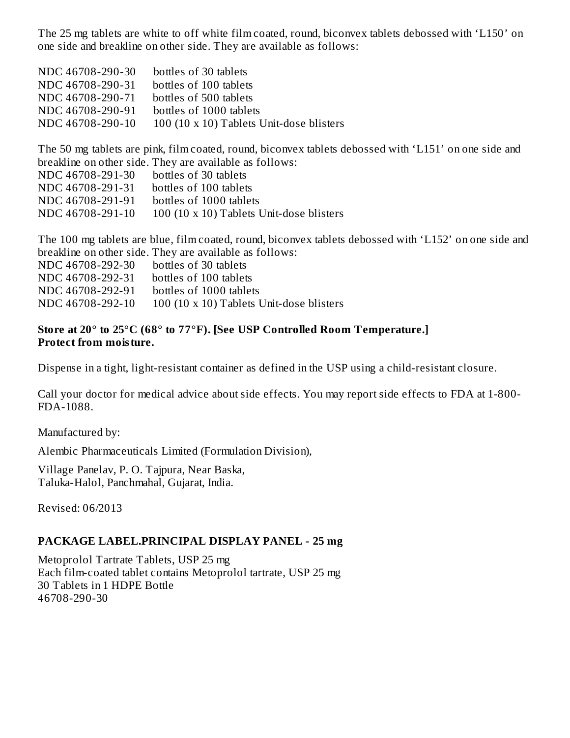The 25 mg tablets are white to off white film coated, round, biconvex tablets debossed with ‘L150’ on one side and breakline on other side. They are available as follows:

NDC 46708-290-30 bottles of 30 tablets
NDC 46708-290-31 bottles of 100 tablets
NDC 46708-290-71 bottles of 500 tablets
NDC 46708-290-91 bottles of 1000 tablets
NDC 46708-290-10 100 (10 x 10) Tablets Unit-dose blisters

The 50 mg tablets are pink, film coated, round, biconvex tablets debossed with ‘L151’ on one side and breakline on other side. They are available as follows:
NDC 46708-291-30 bottles of 30 tablets
NDC 46708-291-31 bottles of 100 tablets
NDC 46708-291-91 bottles of 1000 tablets
NDC 46708-291-10 100 (10 x 10) Tablets Unit-dose blisters

The 100 mg tablets are blue, film coated, round, biconvex tablets debossed with ‘L152’ on one side and breakline on other side. They are available as follows:
NDC 46708-292-30 bottles of 30 tablets
NDC 46708-292-31 bottles of 100 tablets
NDC 46708-292-91 bottles of 1000 tablets
NDC 46708-292-10 100 (10 x 10) Tablets Unit-dose blisters

**Store at 20° to 25°C (68° to 77°F). [See USP Controlled Room Temperature.]**
**Protect from moisture.**

Dispense in a tight, light-resistant container as defined in the USP using a child-resistant closure.

Call your doctor for medical advice about side effects. You may report side effects to FDA at 1-800-FDA-1088.

Manufactured by:

Alembic Pharmaceuticals Limited (Formulation Division),

Village Panelav, P. O. Tajpura, Near Baska,
Taluka-Halol, Panchmahal, Gujarat, India.

Revised: 06/2013

## PACKAGE LABEL.PRINCIPAL DISPLAY PANEL - 25 mg

Metoprolol Tartrate Tablets, USP 25 mg
Each film-coated tablet contains Metoprolol tartrate, USP 25 mg
30 Tablets in 1 HDPE Bottle
46708-290-30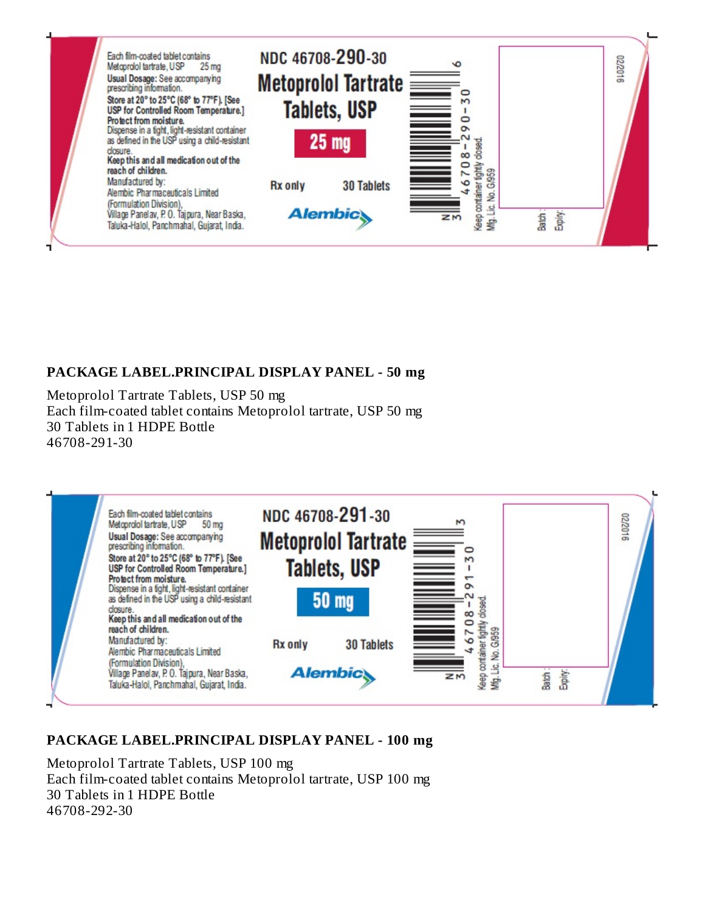Each film-coated tablet contains
Metoprolol tartrate, USP 25 mg
**Usual Dosage:** See accompanying prescribing information.
**Store at 20° to 25°C (68° to 77°F). [See USP for Controlled Room Temperature.]**
**Protect from moisture.**
Dispense in a tight, light-resistant container as defined in the USP using a child-resistant closure.
**Keep this and all medication out of the reach of children.**
Manufactured by:
Alembic Pharmaceuticals Limited
(Formulation Division),
Village Panelav, P. O. Tajpura, Near Baska,
Taluka-Halol, Panchmahal, Gujarat, India.

NDC 46708-290-30
**Metoprolol Tartrate Tablets, USP**
**25 mg**
Rx only 30 Tablets
Alembic

N 3 46708-290-30 6
Keep container tightly closed.
Mfg. Lic. No. G/959
Batch :
Expiry:
022016

## PACKAGE LABEL.PRINCIPAL DISPLAY PANEL - 50 mg

Metoprolol Tartrate Tablets, USP 50 mg
Each film-coated tablet contains Metoprolol tartrate, USP 50 mg
30 Tablets in 1 HDPE Bottle
46708-291-30

Each film-coated tablet contains
Metoprolol tartrate, USP 50 mg
**Usual Dosage:** See accompanying prescribing information.
**Store at 20° to 25°C (68° to 77°F). [See USP for Controlled Room Temperature.]**
**Protect from moisture.**
Dispense in a tight, light-resistant container as defined in the USP using a child-resistant closure.
**Keep this and all medication out of the reach of children.**
Manufactured by:
Alembic Pharmaceuticals Limited
(Formulation Division),
Village Panelav, P. O. Tajpura, Near Baska,
Taluka-Halol, Panchmahal, Gujarat, India.

NDC 46708-291-30
**Metoprolol Tartrate Tablets, USP**
**50 mg**
Rx only 30 Tablets
Alembic

N 3 46708-291-30 3
Keep container tightly closed.
Mfg. Lic. No. G/959
Batch :
Expiry:
022016

## PACKAGE LABEL.PRINCIPAL DISPLAY PANEL - 100 mg

Metoprolol Tartrate Tablets, USP 100 mg
Each film-coated tablet contains Metoprolol tartrate, USP 100 mg
30 Tablets in 1 HDPE Bottle
46708-292-30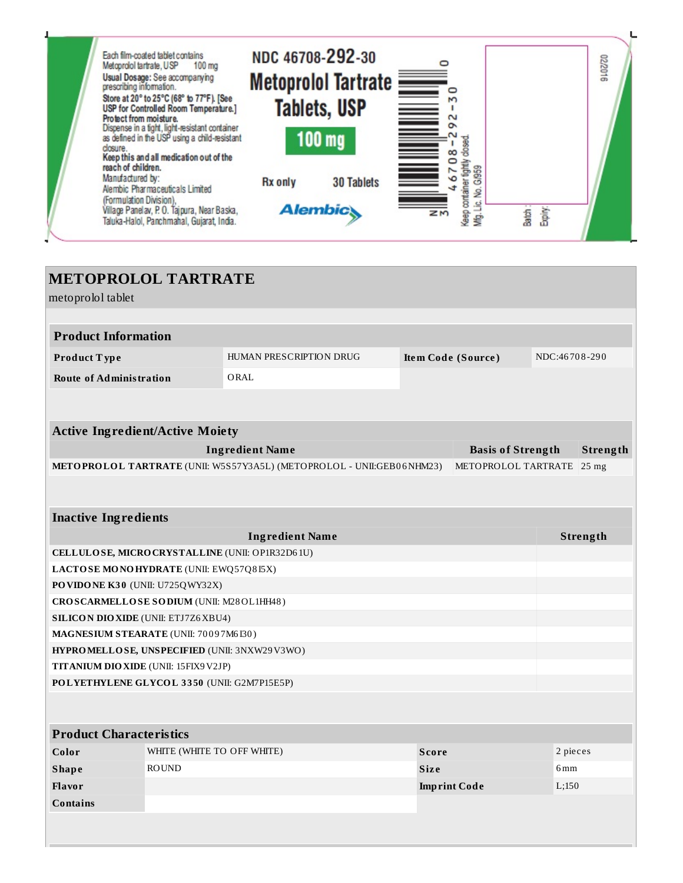Each film-coated tablet contains
Metoprolol tartrate, USP 100 mg
**Usual Dosage:** See accompanying prescribing information.
**Store at 20° to 25°C (68° to 77°F). [See USP for Controlled Room Temperature.]**
**Protect from moisture.**
Dispense in a tight, light-resistant container as defined in the USP using a child-resistant closure.
**Keep this and all medication out of the reach of children.**
Manufactured by:
Alembic Pharmaceuticals Limited
(Formulation Division),
Village Panelav, P. O. Tajpura, Near Baska,
Taluka-Halol, Panchmahal, Gujarat, India.

**NDC 46708-292-30**

**Metoprolol Tartrate Tablets, USP**

**100 mg**

**Rx only** **30 Tablets**

**Alembic**

N 3 46708-292-30 0

Keep container tightly closed.
Mfg. Lic. No. G/959

Batch:
Expiry:

022016

# METOPROLOL TARTRATE

metoprolol tablet

| **Product Information** | | | |
|---|---|---|---|
| **Product Type** | HUMAN PRESCRIPTION DRUG | **Item Code (Source)** | NDC:46708-290 |
| **Route of Administration** | ORAL | | |

| **Active Ingredient/Active Moiety** | | |
|---|---|---|
| **Ingredient Name** | **Basis of Strength** | **Strength** |
| **METOPROLOL TARTRATE** (UNII: W5S57Y3A5L) (METOPROLOL - UNII:GEB06NHM23) | METOPROLOL TARTRATE | 25 mg |

| **Inactive Ingredients** | |
|---|---|
| **Ingredient Name** | **Strength** |
| **CELLULOSE, MICROCRYSTALLINE** (UNII: OP1R32D61U) | |
| **LACTOSE MONOHYDRATE** (UNII: EWQ57Q8I5X) | |
| **POVIDONE K30** (UNII: U725QWY32X) | |
| **CROSCARMELLOSE SODIUM** (UNII: M28OL1HH48) | |
| **SILICON DIOXIDE** (UNII: ETJ7Z6XBU4) | |
| **MAGNESIUM STEARATE** (UNII: 70097M6I30) | |
| **HYPROMELLOSE, UNSPECIFIED** (UNII: 3NXW29V3WO) | |
| **TITANIUM DIOXIDE** (UNII: 15FIX9V2JP) | |
| **POLYETHYLENE GLYCOL 3350** (UNII: G2M7P15E5P) | |

| **Product Characteristics** | | | |
|---|---|---|---|
| **Color** | WHITE (WHITE TO OFF WHITE) | **Score** | 2 pieces |
| **Shape** | ROUND | **Size** | 6mm |
| **Flavor** | | **Imprint Code** | L;150 |
| **Contains** | | | |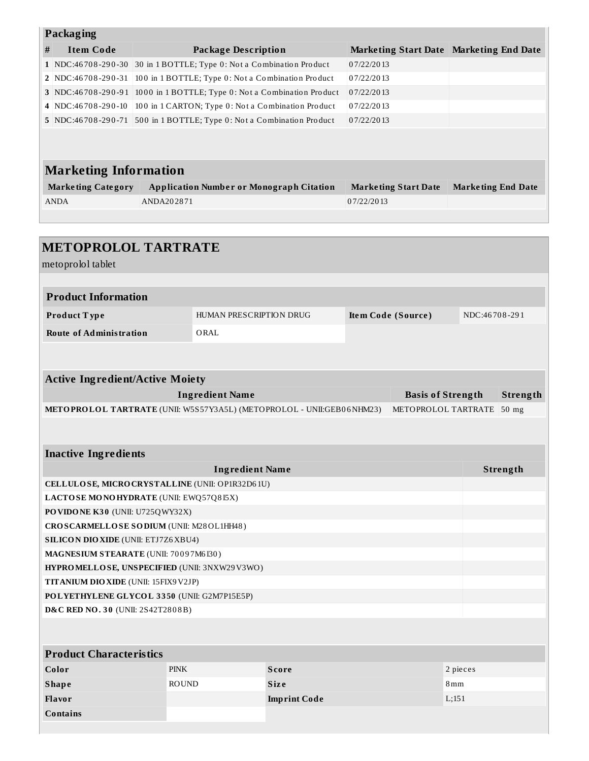### Packaging

| # | Item Code | Package Description | Marketing Start Date | Marketing End Date |
|---|---|---|---|---|
| 1 | NDC:46708-290-30 | 30 in 1 BOTTLE; Type 0: Not a Combination Product | 07/22/2013 | |
| 2 | NDC:46708-290-31 | 100 in 1 BOTTLE; Type 0: Not a Combination Product | 07/22/2013 | |
| 3 | NDC:46708-290-91 | 1000 in 1 BOTTLE; Type 0: Not a Combination Product | 07/22/2013 | |
| 4 | NDC:46708-290-10 | 100 in 1 CARTON; Type 0: Not a Combination Product | 07/22/2013 | |
| 5 | NDC:46708-290-71 | 500 in 1 BOTTLE; Type 0: Not a Combination Product | 07/22/2013 | |

## Marketing Information

| Marketing Category | Application Number or Monograph Citation | Marketing Start Date | Marketing End Date |
|---|---|---|---|
| ANDA | ANDA202871 | 07/22/2013 | |

## METOPROLOL TARTRATE

metoprolol tablet

### Product Information

| | | | |
|---|---|---|---|
| **Product Type** | HUMAN PRESCRIPTION DRUG | **Item Code (Source)** | NDC:46708-291 |
| **Route of Administration** | ORAL | | |

### Active Ingredient/Active Moiety

| Ingredient Name | Basis of Strength | Strength |
|---|---|---|
| **METOPROLOL TARTRATE** (UNII: W5S57Y3A5L) (METOPROLOL - UNII:GEB06NHM23) | METOPROLOL TARTRATE | 50 mg |

### Inactive Ingredients

| Ingredient Name | Strength |
|---|---|
| **CELLULOSE, MICROCRYSTALLINE** (UNII: OP1R32D61U) | |
| **LACTOSE MONOHYDRATE** (UNII: EWQ57Q8I5X) | |
| **POVIDONE K30** (UNII: U725QWY32X) | |
| **CROSCARMELLOSE SODIUM** (UNII: M28OL1HH48) | |
| **SILICON DIOXIDE** (UNII: ETJ7Z6XBU4) | |
| **MAGNESIUM STEARATE** (UNII: 70097M6I30) | |
| **HYPROMELLOSE, UNSPECIFIED** (UNII: 3NXW29V3WO) | |
| **TITANIUM DIOXIDE** (UNII: 15FIX9V2JP) | |
| **POLYETHYLENE GLYCOL 3350** (UNII: G2M7P15E5P) | |
| **D&C RED NO. 30** (UNII: 2S42T2808B) | |

### Product Characteristics

| | | | |
|---|---|---|---|
| **Color** | PINK | **Score** | 2 pieces |
| **Shape** | ROUND | **Size** | 8mm |
| **Flavor** | | **Imprint Code** | L;151 |
| **Contains** | | | |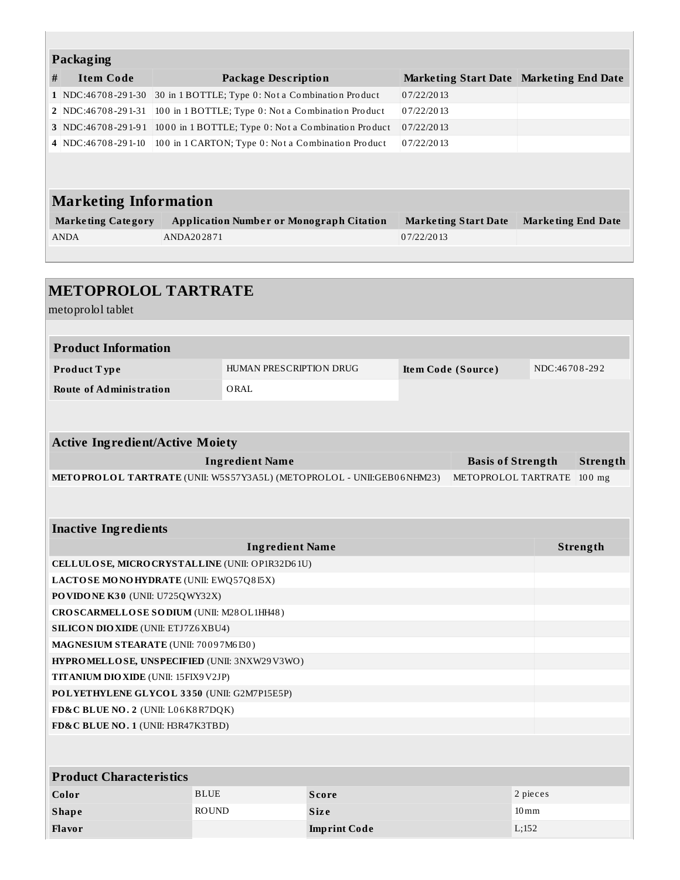### Packaging

| # | Item Code | Package Description | Marketing Start Date | Marketing End Date |
|---|---|---|---|---|
| 1 | NDC:46708-291-30 | 30 in 1 BOTTLE; Type 0: Not a Combination Product | 07/22/2013 | |
| 2 | NDC:46708-291-31 | 100 in 1 BOTTLE; Type 0: Not a Combination Product | 07/22/2013 | |
| 3 | NDC:46708-291-91 | 1000 in 1 BOTTLE; Type 0: Not a Combination Product | 07/22/2013 | |
| 4 | NDC:46708-291-10 | 100 in 1 CARTON; Type 0: Not a Combination Product | 07/22/2013 | |

### Marketing Information

| Marketing Category | Application Number or Monograph Citation | Marketing Start Date | Marketing End Date |
|---|---|---|---|
| ANDA | ANDA202871 | 07/22/2013 | |

## METOPROLOL TARTRATE

metoprolol tablet

### Product Information

| | | | |
|---|---|---|---|
| **Product Type** | HUMAN PRESCRIPTION DRUG | **Item Code (Source)** | NDC:46708-292 |
| **Route of Administration** | ORAL | | |

### Active Ingredient/Active Moiety

| Ingredient Name | Basis of Strength | Strength |
|---|---|---|
| **METOPROLOL TARTRATE** (UNII: W5S57Y3A5L) (METOPROLOL - UNII:GEB06NHM23) | METOPROLOL TARTRATE | 100 mg |

### Inactive Ingredients

| Ingredient Name | Strength |
|---|---|
| **CELLULOSE, MICROCRYSTALLINE** (UNII: OP1R32D61U) | |
| **LACTOSE MONOHYDRATE** (UNII: EWQ57Q8I5X) | |
| **POVIDONE K30** (UNII: U725QWY32X) | |
| **CROSCARMELLOSE SODIUM** (UNII: M28OL1HH48) | |
| **SILICON DIOXIDE** (UNII: ETJ7Z6XBU4) | |
| **MAGNESIUM STEARATE** (UNII: 70097M6I30) | |
| **HYPROMELLOSE, UNSPECIFIED** (UNII: 3NXW29V3WO) | |
| **TITANIUM DIOXIDE** (UNII: 15FIX9V2JP) | |
| **POLYETHYLENE GLYCOL 3350** (UNII: G2M7P15E5P) | |
| **FD&C BLUE NO. 2** (UNII: L06K8R7DQK) | |
| **FD&C BLUE NO. 1** (UNII: H3R47K3TBD) | |

### Product Characteristics

| | | | |
|---|---|---|---|
| **Color** | BLUE | **Score** | 2 pieces |
| **Shape** | ROUND | **Size** | 10mm |
| **Flavor** | | **Imprint Code** | L;152 |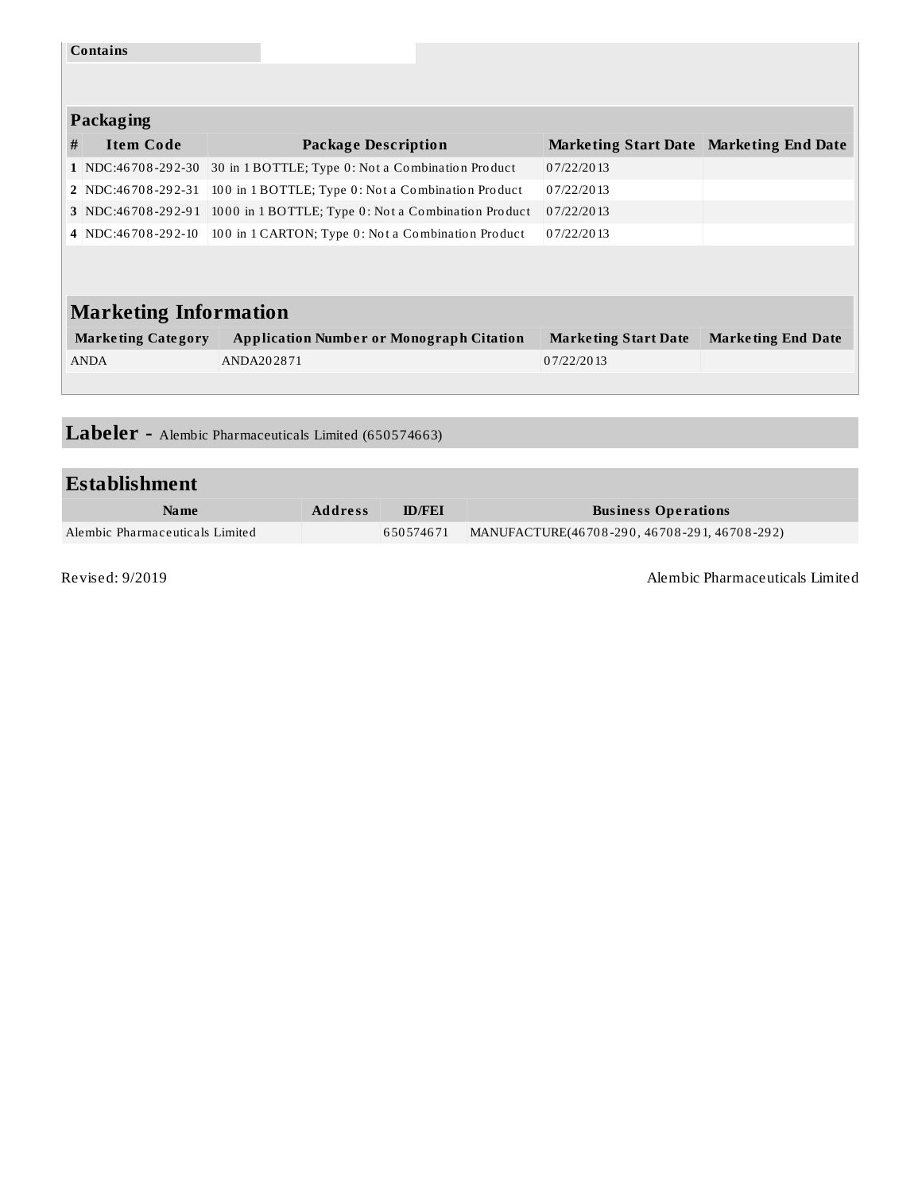| Contains | |
|---|---|

### Packaging

| # | Item Code | Package Description | Marketing Start Date | Marketing End Date |
|---|---|---|---|---|
| 1 | NDC:46708-292-30 | 30 in 1 BOTTLE; Type 0: Not a Combination Product | 07/22/2013 | |
| 2 | NDC:46708-292-31 | 100 in 1 BOTTLE; Type 0: Not a Combination Product | 07/22/2013 | |
| 3 | NDC:46708-292-91 | 1000 in 1 BOTTLE; Type 0: Not a Combination Product | 07/22/2013 | |
| 4 | NDC:46708-292-10 | 100 in 1 CARTON; Type 0: Not a Combination Product | 07/22/2013 | |

### Marketing Information

| Marketing Category | Application Number or Monograph Citation | Marketing Start Date | Marketing End Date |
|---|---|---|---|
| ANDA | ANDA202871 | 07/22/2013 | |

## Labeler - Alembic Pharmaceuticals Limited (650574663)

## Establishment

| Name | Address | ID/FEI | Business Operations |
|---|---|---|---|
| Alembic Pharmaceuticals Limited | | 650574671 | MANUFACTURE(46708-290, 46708-291, 46708-292) |

Revised: 9/2019 Alembic Pharmaceuticals Limited